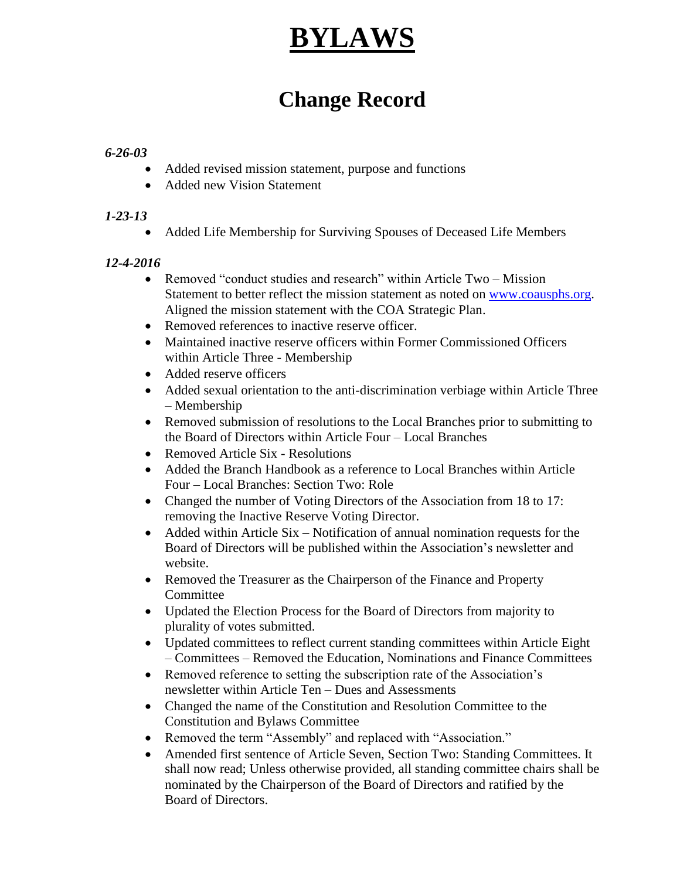# BYLAWS

## Change Record

***6-26-03***

- Added revised mission statement, purpose and functions
- Added new Vision Statement

***1-23-13***

- Added Life Membership for Surviving Spouses of Deceased Life Members

***12-4-2016***

- Removed "conduct studies and research" within Article Two – Mission Statement to better reflect the mission statement as noted on [www.coausphs.org](http://www.coausphs.org). Aligned the mission statement with the COA Strategic Plan.
- Removed references to inactive reserve officer.
- Maintained inactive reserve officers within Former Commissioned Officers within Article Three - Membership
- Added reserve officers
- Added sexual orientation to the anti-discrimination verbiage within Article Three – Membership
- Removed submission of resolutions to the Local Branches prior to submitting to the Board of Directors within Article Four – Local Branches
- Removed Article Six - Resolutions
- Added the Branch Handbook as a reference to Local Branches within Article Four – Local Branches: Section Two: Role
- Changed the number of Voting Directors of the Association from 18 to 17: removing the Inactive Reserve Voting Director.
- Added within Article Six – Notification of annual nomination requests for the Board of Directors will be published within the Association's newsletter and website.
- Removed the Treasurer as the Chairperson of the Finance and Property Committee
- Updated the Election Process for the Board of Directors from majority to plurality of votes submitted.
- Updated committees to reflect current standing committees within Article Eight – Committees – Removed the Education, Nominations and Finance Committees
- Removed reference to setting the subscription rate of the Association's newsletter within Article Ten – Dues and Assessments
- Changed the name of the Constitution and Resolution Committee to the Constitution and Bylaws Committee
- Removed the term "Assembly" and replaced with "Association."
- Amended first sentence of Article Seven, Section Two: Standing Committees. It shall now read; Unless otherwise provided, all standing committee chairs shall be nominated by the Chairperson of the Board of Directors and ratified by the Board of Directors.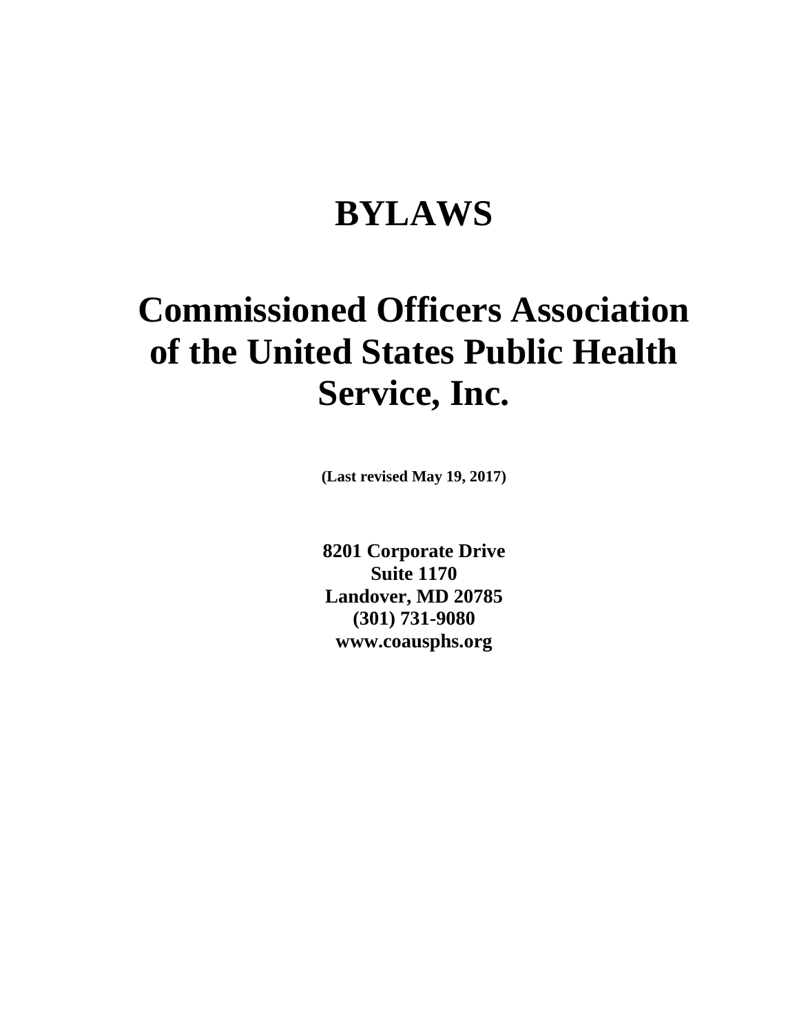# BYLAWS

# Commissioned Officers Association of the United States Public Health Service, Inc.

**(Last revised May 19, 2017)**

**8201 Corporate Drive**
**Suite 1170**
**Landover, MD 20785**
**(301) 731-9080**
**www.coausphs.org**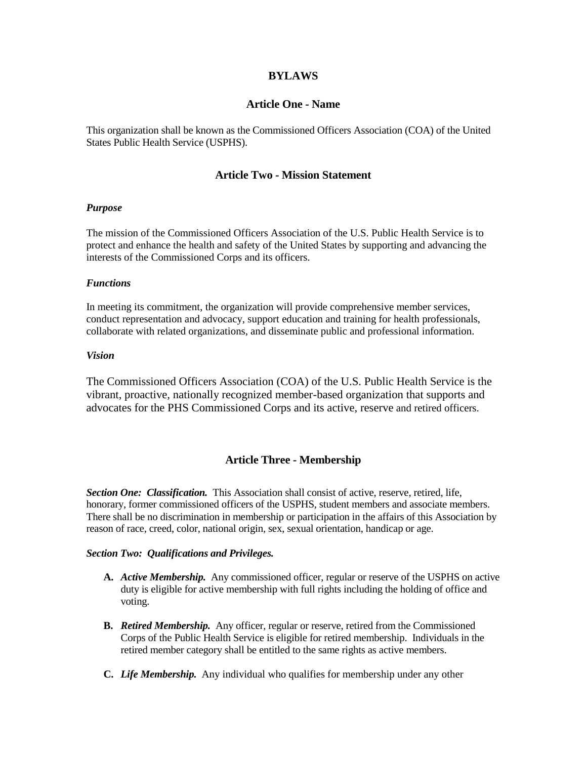# BYLAWS

## Article One - Name

This organization shall be known as the Commissioned Officers Association (COA) of the United States Public Health Service (USPHS).

## Article Two - Mission Statement

***Purpose***

The mission of the Commissioned Officers Association of the U.S. Public Health Service is to protect and enhance the health and safety of the United States by supporting and advancing the interests of the Commissioned Corps and its officers.

***Functions***

In meeting its commitment, the organization will provide comprehensive member services, conduct representation and advocacy, support education and training for health professionals, collaborate with related organizations, and disseminate public and professional information.

***Vision***

The Commissioned Officers Association (COA) of the U.S. Public Health Service is the vibrant, proactive, nationally recognized member-based organization that supports and advocates for the PHS Commissioned Corps and its active, reserve and retired officers.

## Article Three - Membership

***Section One: Classification.*** This Association shall consist of active, reserve, retired, life, honorary, former commissioned officers of the USPHS, student members and associate members. There shall be no discrimination in membership or participation in the affairs of this Association by reason of race, creed, color, national origin, sex, sexual orientation, handicap or age.

***Section Two: Qualifications and Privileges.***

**A.** ***Active Membership.*** Any commissioned officer, regular or reserve of the USPHS on active duty is eligible for active membership with full rights including the holding of office and voting.

**B.** ***Retired Membership.*** Any officer, regular or reserve, retired from the Commissioned Corps of the Public Health Service is eligible for retired membership. Individuals in the retired member category shall be entitled to the same rights as active members.

**C.** ***Life Membership.*** Any individual who qualifies for membership under any other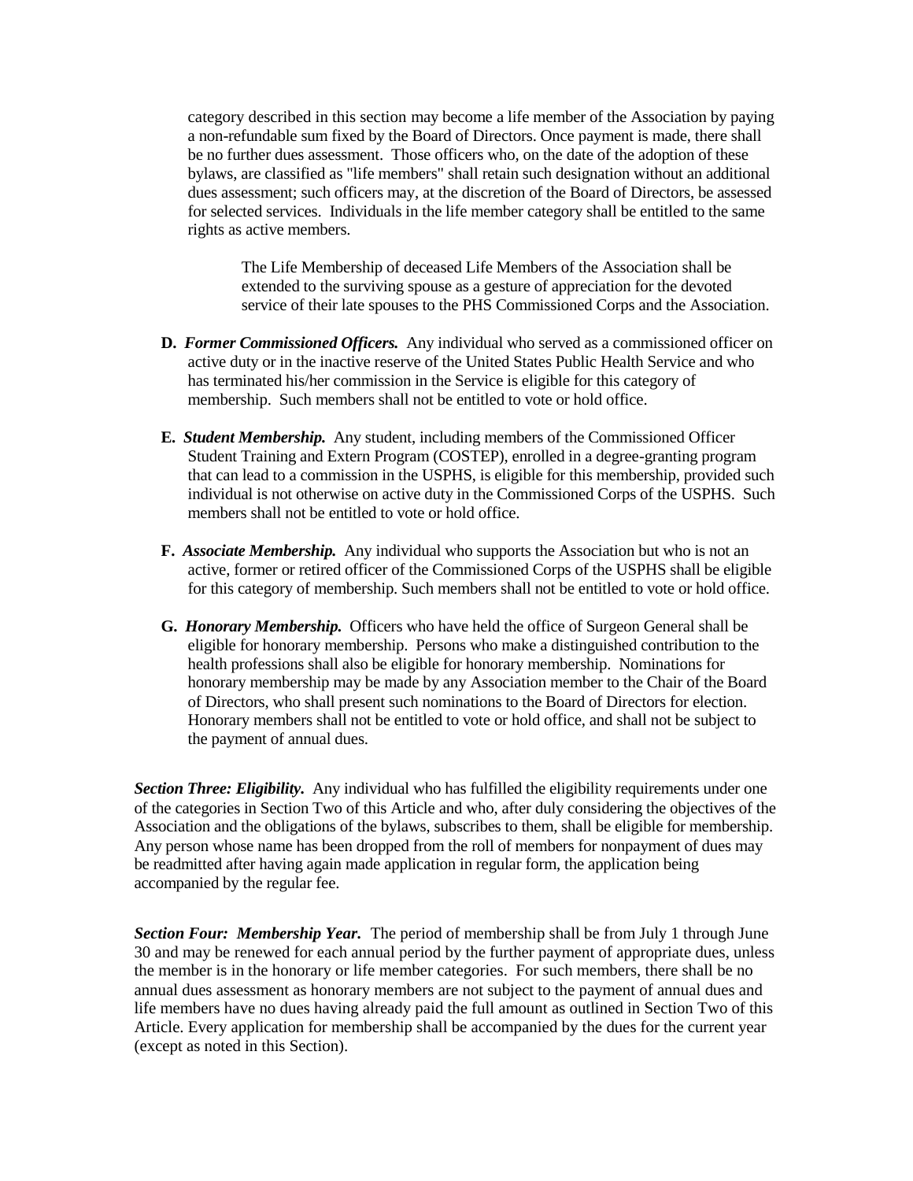category described in this section may become a life member of the Association by paying a non-refundable sum fixed by the Board of Directors. Once payment is made, there shall be no further dues assessment. Those officers who, on the date of the adoption of these bylaws, are classified as "life members" shall retain such designation without an additional dues assessment; such officers may, at the discretion of the Board of Directors, be assessed for selected services. Individuals in the life member category shall be entitled to the same rights as active members.

> The Life Membership of deceased Life Members of the Association shall be extended to the surviving spouse as a gesture of appreciation for the devoted service of their late spouses to the PHS Commissioned Corps and the Association.

**D.** ***Former Commissioned Officers.*** Any individual who served as a commissioned officer on active duty or in the inactive reserve of the United States Public Health Service and who has terminated his/her commission in the Service is eligible for this category of membership. Such members shall not be entitled to vote or hold office.

**E.** ***Student Membership.*** Any student, including members of the Commissioned Officer Student Training and Extern Program (COSTEP), enrolled in a degree-granting program that can lead to a commission in the USPHS, is eligible for this membership, provided such individual is not otherwise on active duty in the Commissioned Corps of the USPHS. Such members shall not be entitled to vote or hold office.

**F.** ***Associate Membership.*** Any individual who supports the Association but who is not an active, former or retired officer of the Commissioned Corps of the USPHS shall be eligible for this category of membership. Such members shall not be entitled to vote or hold office.

**G.** ***Honorary Membership.*** Officers who have held the office of Surgeon General shall be eligible for honorary membership. Persons who make a distinguished contribution to the health professions shall also be eligible for honorary membership. Nominations for honorary membership may be made by any Association member to the Chair of the Board of Directors, who shall present such nominations to the Board of Directors for election. Honorary members shall not be entitled to vote or hold office, and shall not be subject to the payment of annual dues.

***Section Three: Eligibility.*** Any individual who has fulfilled the eligibility requirements under one of the categories in Section Two of this Article and who, after duly considering the objectives of the Association and the obligations of the bylaws, subscribes to them, shall be eligible for membership. Any person whose name has been dropped from the roll of members for nonpayment of dues may be readmitted after having again made application in regular form, the application being accompanied by the regular fee.

***Section Four: Membership Year.*** The period of membership shall be from July 1 through June 30 and may be renewed for each annual period by the further payment of appropriate dues, unless the member is in the honorary or life member categories. For such members, there shall be no annual dues assessment as honorary members are not subject to the payment of annual dues and life members have no dues having already paid the full amount as outlined in Section Two of this Article. Every application for membership shall be accompanied by the dues for the current year (except as noted in this Section).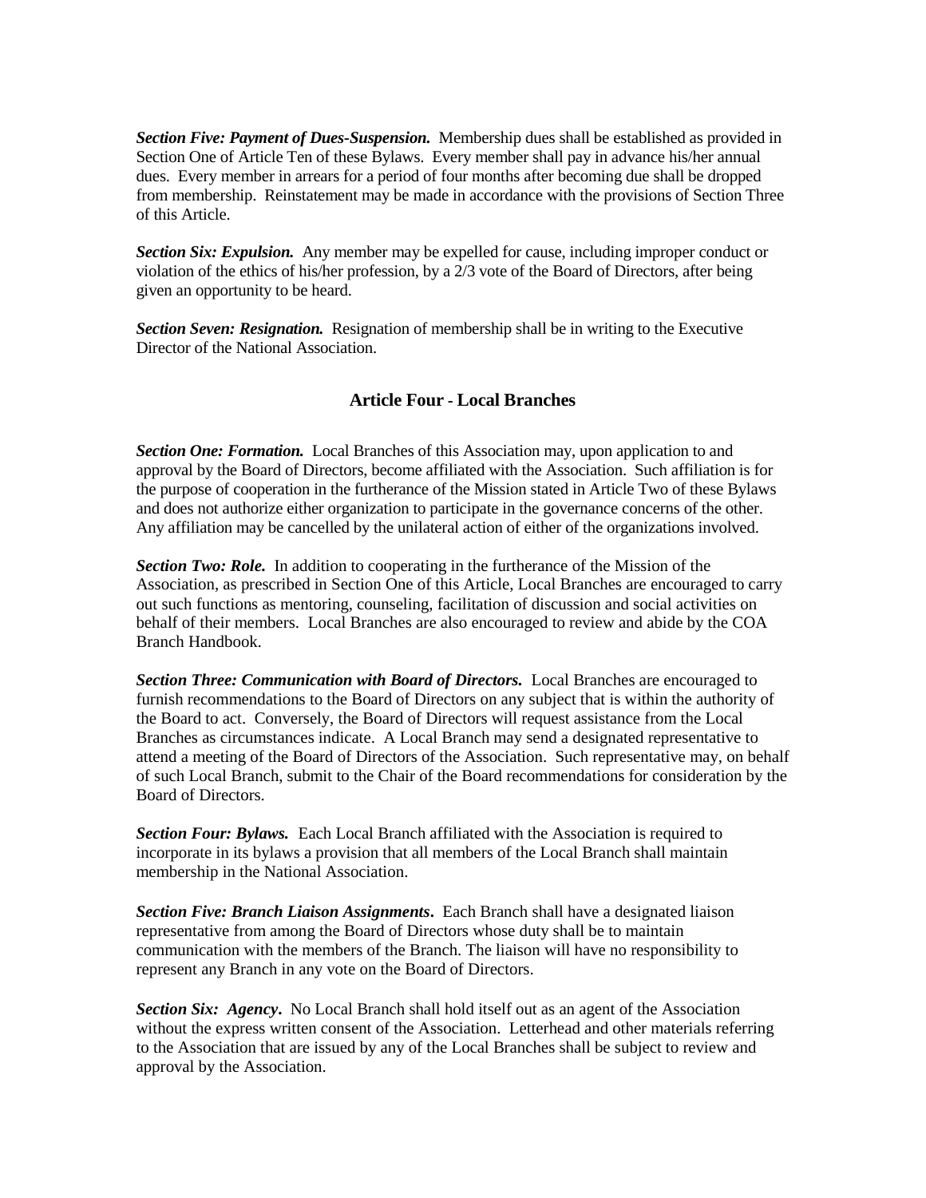***Section Five: Payment of Dues-Suspension.*** Membership dues shall be established as provided in Section One of Article Ten of these Bylaws. Every member shall pay in advance his/her annual dues. Every member in arrears for a period of four months after becoming due shall be dropped from membership. Reinstatement may be made in accordance with the provisions of Section Three of this Article.

***Section Six: Expulsion.*** Any member may be expelled for cause, including improper conduct or violation of the ethics of his/her profession, by a 2/3 vote of the Board of Directors, after being given an opportunity to be heard.

***Section Seven: Resignation.*** Resignation of membership shall be in writing to the Executive Director of the National Association.

## Article Four - Local Branches

***Section One: Formation.*** Local Branches of this Association may, upon application to and approval by the Board of Directors, become affiliated with the Association. Such affiliation is for the purpose of cooperation in the furtherance of the Mission stated in Article Two of these Bylaws and does not authorize either organization to participate in the governance concerns of the other. Any affiliation may be cancelled by the unilateral action of either of the organizations involved.

***Section Two: Role.*** In addition to cooperating in the furtherance of the Mission of the Association, as prescribed in Section One of this Article, Local Branches are encouraged to carry out such functions as mentoring, counseling, facilitation of discussion and social activities on behalf of their members. Local Branches are also encouraged to review and abide by the COA Branch Handbook.

***Section Three: Communication with Board of Directors.*** Local Branches are encouraged to furnish recommendations to the Board of Directors on any subject that is within the authority of the Board to act. Conversely, the Board of Directors will request assistance from the Local Branches as circumstances indicate. A Local Branch may send a designated representative to attend a meeting of the Board of Directors of the Association. Such representative may, on behalf of such Local Branch, submit to the Chair of the Board recommendations for consideration by the Board of Directors.

***Section Four: Bylaws.*** Each Local Branch affiliated with the Association is required to incorporate in its bylaws a provision that all members of the Local Branch shall maintain membership in the National Association.

***Section Five: Branch Liaison Assignments*.** Each Branch shall have a designated liaison representative from among the Board of Directors whose duty shall be to maintain communication with the members of the Branch. The liaison will have no responsibility to represent any Branch in any vote on the Board of Directors.

***Section Six: Agency*.** No Local Branch shall hold itself out as an agent of the Association without the express written consent of the Association. Letterhead and other materials referring to the Association that are issued by any of the Local Branches shall be subject to review and approval by the Association.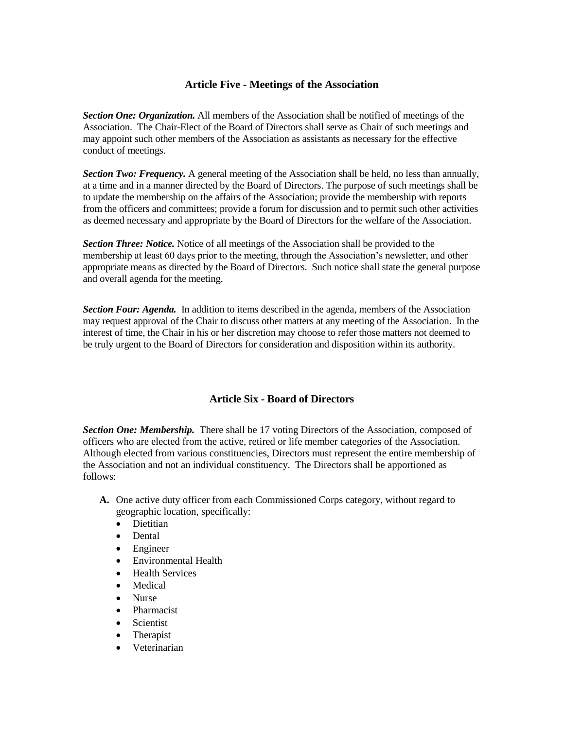## Article Five - Meetings of the Association

***Section One: Organization.*** All members of the Association shall be notified of meetings of the Association. The Chair-Elect of the Board of Directors shall serve as Chair of such meetings and may appoint such other members of the Association as assistants as necessary for the effective conduct of meetings.

***Section Two: Frequency.*** A general meeting of the Association shall be held, no less than annually, at a time and in a manner directed by the Board of Directors. The purpose of such meetings shall be to update the membership on the affairs of the Association; provide the membership with reports from the officers and committees; provide a forum for discussion and to permit such other activities as deemed necessary and appropriate by the Board of Directors for the welfare of the Association.

***Section Three: Notice.*** Notice of all meetings of the Association shall be provided to the membership at least 60 days prior to the meeting, through the Association's newsletter, and other appropriate means as directed by the Board of Directors. Such notice shall state the general purpose and overall agenda for the meeting.

***Section Four: Agenda.*** In addition to items described in the agenda, members of the Association may request approval of the Chair to discuss other matters at any meeting of the Association. In the interest of time, the Chair in his or her discretion may choose to refer those matters not deemed to be truly urgent to the Board of Directors for consideration and disposition within its authority.

## Article Six - Board of Directors

***Section One: Membership.*** There shall be 17 voting Directors of the Association, composed of officers who are elected from the active, retired or life member categories of the Association. Although elected from various constituencies, Directors must represent the entire membership of the Association and not an individual constituency. The Directors shall be apportioned as follows:

**A.** One active duty officer from each Commissioned Corps category, without regard to geographic location, specifically:
- Dietitian
- Dental
- Engineer
- Environmental Health
- Health Services
- Medical
- Nurse
- Pharmacist
- Scientist
- Therapist
- Veterinarian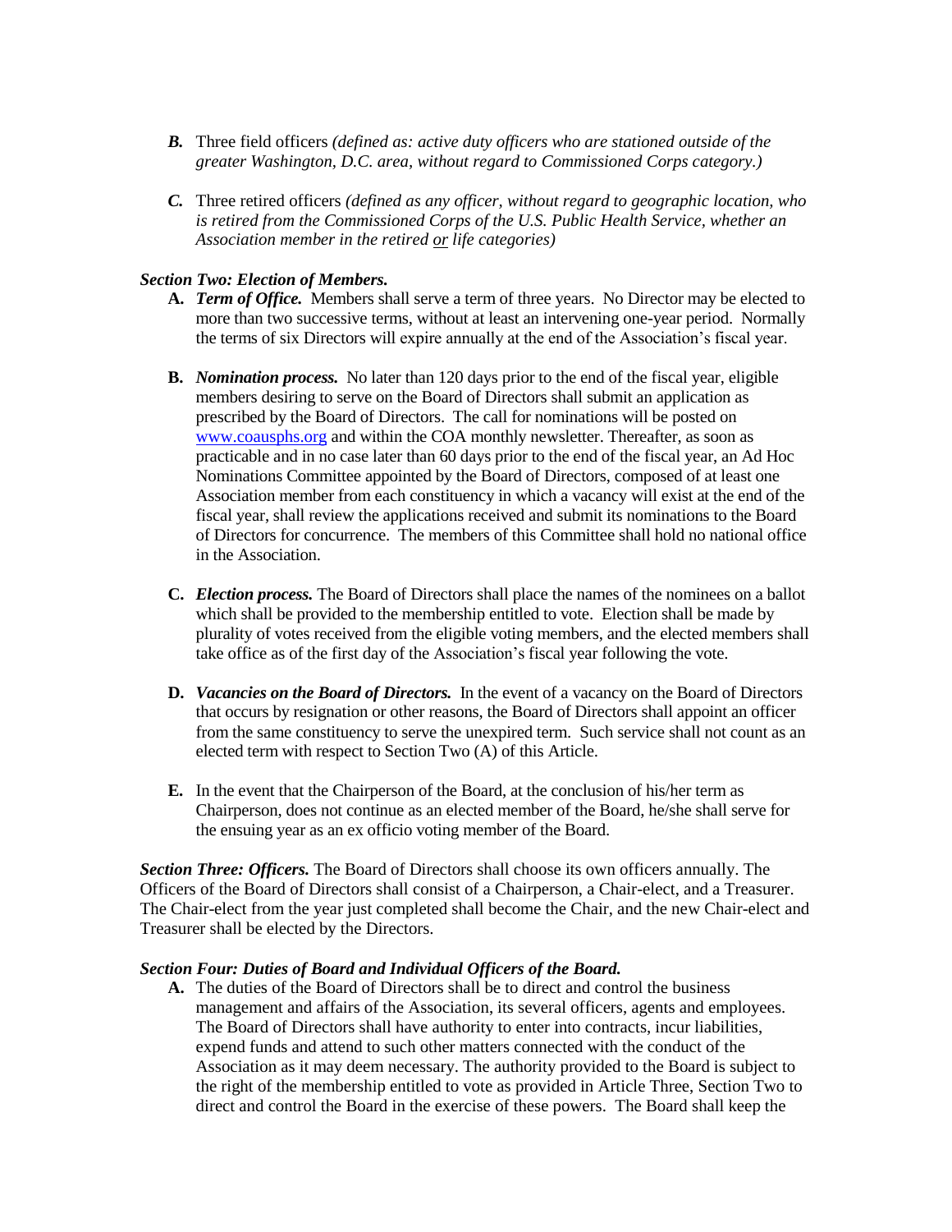- ***B.*** Three field officers *(defined as: active duty officers who are stationed outside of the greater Washington, D.C. area, without regard to Commissioned Corps category.)*

- ***C.*** Three retired officers *(defined as any officer, without regard to geographic location, who is retired from the Commissioned Corps of the U.S. Public Health Service, whether an Association member in the retired <u>or</u> life categories)*

***Section Two: Election of Members.***

- **A.** ***Term of Office.*** Members shall serve a term of three years. No Director may be elected to more than two successive terms, without at least an intervening one-year period. Normally the terms of six Directors will expire annually at the end of the Association's fiscal year.

- **B.** ***Nomination process.*** No later than 120 days prior to the end of the fiscal year, eligible members desiring to serve on the Board of Directors shall submit an application as prescribed by the Board of Directors. The call for nominations will be posted on [www.coausphs.org](http://www.coausphs.org) and within the COA monthly newsletter. Thereafter, as soon as practicable and in no case later than 60 days prior to the end of the fiscal year, an Ad Hoc Nominations Committee appointed by the Board of Directors, composed of at least one Association member from each constituency in which a vacancy will exist at the end of the fiscal year, shall review the applications received and submit its nominations to the Board of Directors for concurrence. The members of this Committee shall hold no national office in the Association.

- **C.** ***Election process.*** The Board of Directors shall place the names of the nominees on a ballot which shall be provided to the membership entitled to vote. Election shall be made by plurality of votes received from the eligible voting members, and the elected members shall take office as of the first day of the Association's fiscal year following the vote.

- **D.** ***Vacancies on the Board of Directors.*** In the event of a vacancy on the Board of Directors that occurs by resignation or other reasons, the Board of Directors shall appoint an officer from the same constituency to serve the unexpired term. Such service shall not count as an elected term with respect to Section Two (A) of this Article.

- **E.** In the event that the Chairperson of the Board, at the conclusion of his/her term as Chairperson, does not continue as an elected member of the Board, he/she shall serve for the ensuing year as an ex officio voting member of the Board.

***Section Three: Officers.*** The Board of Directors shall choose its own officers annually. The Officers of the Board of Directors shall consist of a Chairperson, a Chair-elect, and a Treasurer. The Chair-elect from the year just completed shall become the Chair, and the new Chair-elect and Treasurer shall be elected by the Directors.

***Section Four: Duties of Board and Individual Officers of the Board.***

- **A.** The duties of the Board of Directors shall be to direct and control the business management and affairs of the Association, its several officers, agents and employees. The Board of Directors shall have authority to enter into contracts, incur liabilities, expend funds and attend to such other matters connected with the conduct of the Association as it may deem necessary. The authority provided to the Board is subject to the right of the membership entitled to vote as provided in Article Three, Section Two to direct and control the Board in the exercise of these powers. The Board shall keep the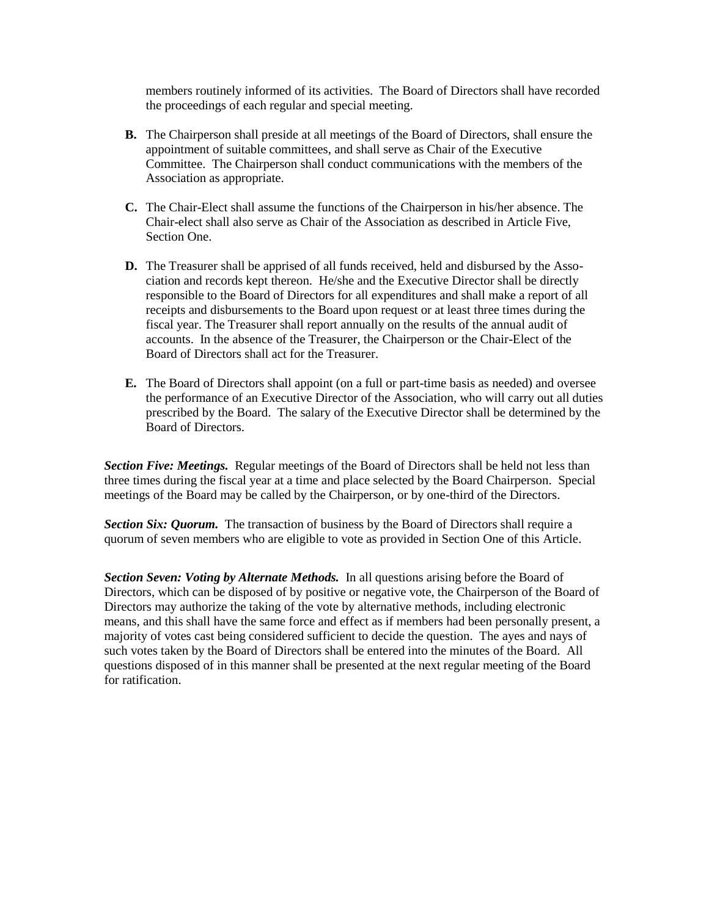members routinely informed of its activities. The Board of Directors shall have recorded the proceedings of each regular and special meeting.

**B.** The Chairperson shall preside at all meetings of the Board of Directors, shall ensure the appointment of suitable committees, and shall serve as Chair of the Executive Committee. The Chairperson shall conduct communications with the members of the Association as appropriate.

**C.** The Chair-Elect shall assume the functions of the Chairperson in his/her absence. The Chair-elect shall also serve as Chair of the Association as described in Article Five, Section One.

**D.** The Treasurer shall be apprised of all funds received, held and disbursed by the Association and records kept thereon. He/she and the Executive Director shall be directly responsible to the Board of Directors for all expenditures and shall make a report of all receipts and disbursements to the Board upon request or at least three times during the fiscal year. The Treasurer shall report annually on the results of the annual audit of accounts. In the absence of the Treasurer, the Chairperson or the Chair-Elect of the Board of Directors shall act for the Treasurer.

**E.** The Board of Directors shall appoint (on a full or part-time basis as needed) and oversee the performance of an Executive Director of the Association, who will carry out all duties prescribed by the Board. The salary of the Executive Director shall be determined by the Board of Directors.

***Section Five: Meetings.*** Regular meetings of the Board of Directors shall be held not less than three times during the fiscal year at a time and place selected by the Board Chairperson. Special meetings of the Board may be called by the Chairperson, or by one-third of the Directors.

***Section Six: Quorum.*** The transaction of business by the Board of Directors shall require a quorum of seven members who are eligible to vote as provided in Section One of this Article.

***Section Seven: Voting by Alternate Methods.*** In all questions arising before the Board of Directors, which can be disposed of by positive or negative vote, the Chairperson of the Board of Directors may authorize the taking of the vote by alternative methods, including electronic means, and this shall have the same force and effect as if members had been personally present, a majority of votes cast being considered sufficient to decide the question. The ayes and nays of such votes taken by the Board of Directors shall be entered into the minutes of the Board. All questions disposed of in this manner shall be presented at the next regular meeting of the Board for ratification.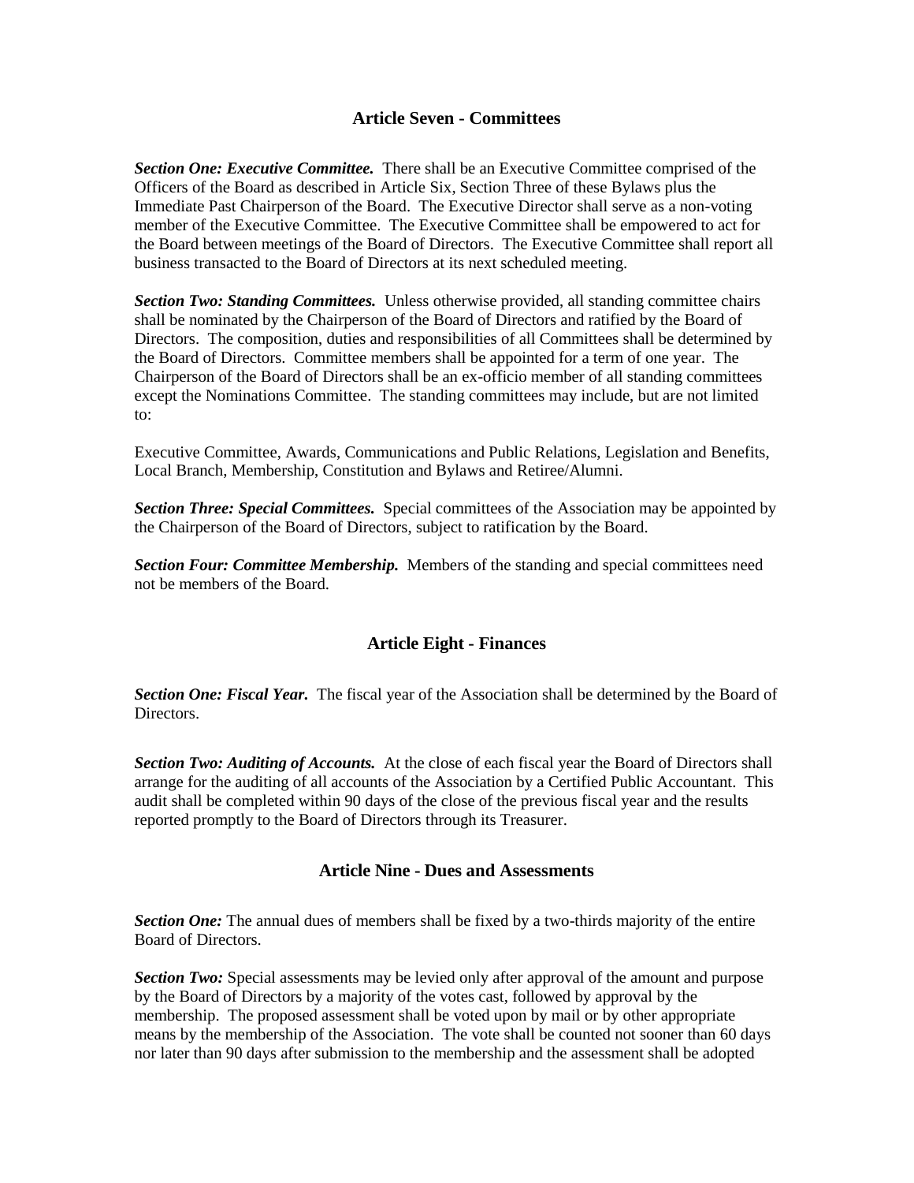## Article Seven - Committees

***Section One: Executive Committee.*** There shall be an Executive Committee comprised of the Officers of the Board as described in Article Six, Section Three of these Bylaws plus the Immediate Past Chairperson of the Board. The Executive Director shall serve as a non-voting member of the Executive Committee. The Executive Committee shall be empowered to act for the Board between meetings of the Board of Directors. The Executive Committee shall report all business transacted to the Board of Directors at its next scheduled meeting.

***Section Two: Standing Committees.*** Unless otherwise provided, all standing committee chairs shall be nominated by the Chairperson of the Board of Directors and ratified by the Board of Directors. The composition, duties and responsibilities of all Committees shall be determined by the Board of Directors. Committee members shall be appointed for a term of one year. The Chairperson of the Board of Directors shall be an ex-officio member of all standing committees except the Nominations Committee. The standing committees may include, but are not limited to:

Executive Committee, Awards, Communications and Public Relations, Legislation and Benefits, Local Branch, Membership, Constitution and Bylaws and Retiree/Alumni.

***Section Three: Special Committees.*** Special committees of the Association may be appointed by the Chairperson of the Board of Directors, subject to ratification by the Board.

***Section Four: Committee Membership.*** Members of the standing and special committees need not be members of the Board.

## Article Eight - Finances

***Section One: Fiscal Year.*** The fiscal year of the Association shall be determined by the Board of Directors.

***Section Two: Auditing of Accounts.*** At the close of each fiscal year the Board of Directors shall arrange for the auditing of all accounts of the Association by a Certified Public Accountant. This audit shall be completed within 90 days of the close of the previous fiscal year and the results reported promptly to the Board of Directors through its Treasurer.

## Article Nine - Dues and Assessments

***Section One:*** The annual dues of members shall be fixed by a two-thirds majority of the entire Board of Directors.

***Section Two:*** Special assessments may be levied only after approval of the amount and purpose by the Board of Directors by a majority of the votes cast, followed by approval by the membership. The proposed assessment shall be voted upon by mail or by other appropriate means by the membership of the Association. The vote shall be counted not sooner than 60 days nor later than 90 days after submission to the membership and the assessment shall be adopted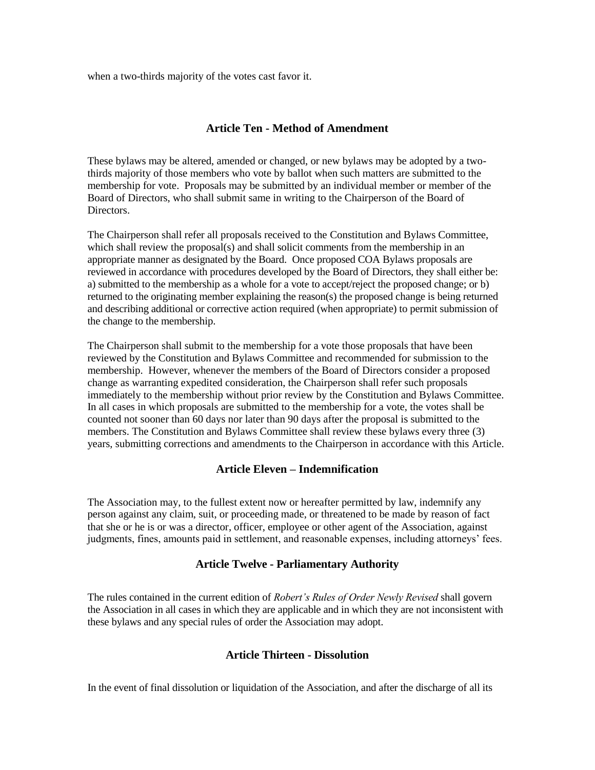when a two-thirds majority of the votes cast favor it.

## Article Ten - Method of Amendment

These bylaws may be altered, amended or changed, or new bylaws may be adopted by a two-thirds majority of those members who vote by ballot when such matters are submitted to the membership for vote. Proposals may be submitted by an individual member or member of the Board of Directors, who shall submit same in writing to the Chairperson of the Board of Directors.

The Chairperson shall refer all proposals received to the Constitution and Bylaws Committee, which shall review the proposal(s) and shall solicit comments from the membership in an appropriate manner as designated by the Board. Once proposed COA Bylaws proposals are reviewed in accordance with procedures developed by the Board of Directors, they shall either be: a) submitted to the membership as a whole for a vote to accept/reject the proposed change; or b) returned to the originating member explaining the reason(s) the proposed change is being returned and describing additional or corrective action required (when appropriate) to permit submission of the change to the membership.

The Chairperson shall submit to the membership for a vote those proposals that have been reviewed by the Constitution and Bylaws Committee and recommended for submission to the membership. However, whenever the members of the Board of Directors consider a proposed change as warranting expedited consideration, the Chairperson shall refer such proposals immediately to the membership without prior review by the Constitution and Bylaws Committee. In all cases in which proposals are submitted to the membership for a vote, the votes shall be counted not sooner than 60 days nor later than 90 days after the proposal is submitted to the members. The Constitution and Bylaws Committee shall review these bylaws every three (3) years, submitting corrections and amendments to the Chairperson in accordance with this Article.

## Article Eleven – Indemnification

The Association may, to the fullest extent now or hereafter permitted by law, indemnify any person against any claim, suit, or proceeding made, or threatened to be made by reason of fact that she or he is or was a director, officer, employee or other agent of the Association, against judgments, fines, amounts paid in settlement, and reasonable expenses, including attorneys' fees.

## Article Twelve - Parliamentary Authority

The rules contained in the current edition of *Robert's Rules of Order Newly Revised* shall govern the Association in all cases in which they are applicable and in which they are not inconsistent with these bylaws and any special rules of order the Association may adopt.

## Article Thirteen - Dissolution

In the event of final dissolution or liquidation of the Association, and after the discharge of all its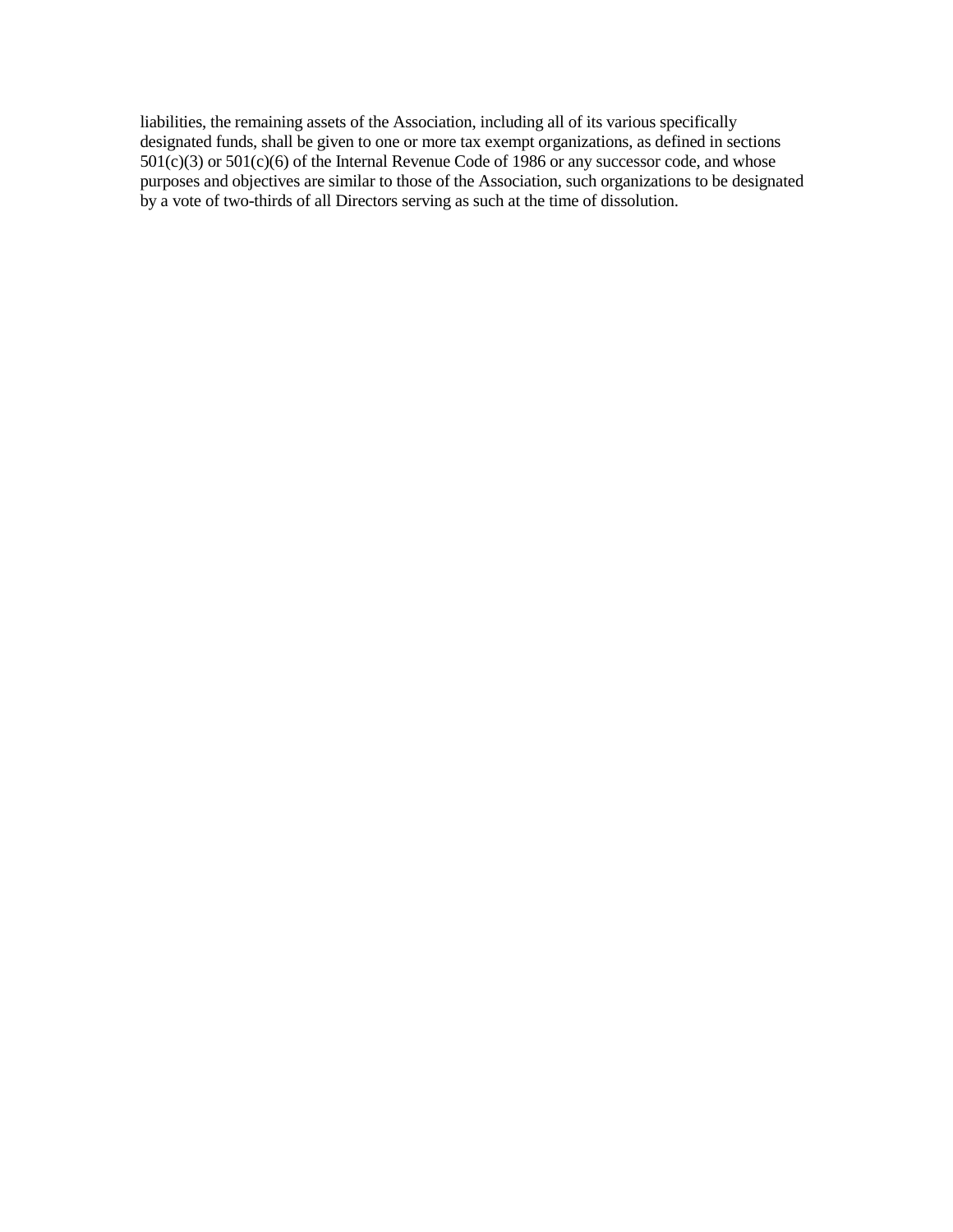liabilities, the remaining assets of the Association, including all of its various specifically designated funds, shall be given to one or more tax exempt organizations, as defined in sections 501(c)(3) or 501(c)(6) of the Internal Revenue Code of 1986 or any successor code, and whose purposes and objectives are similar to those of the Association, such organizations to be designated by a vote of two-thirds of all Directors serving as such at the time of dissolution.